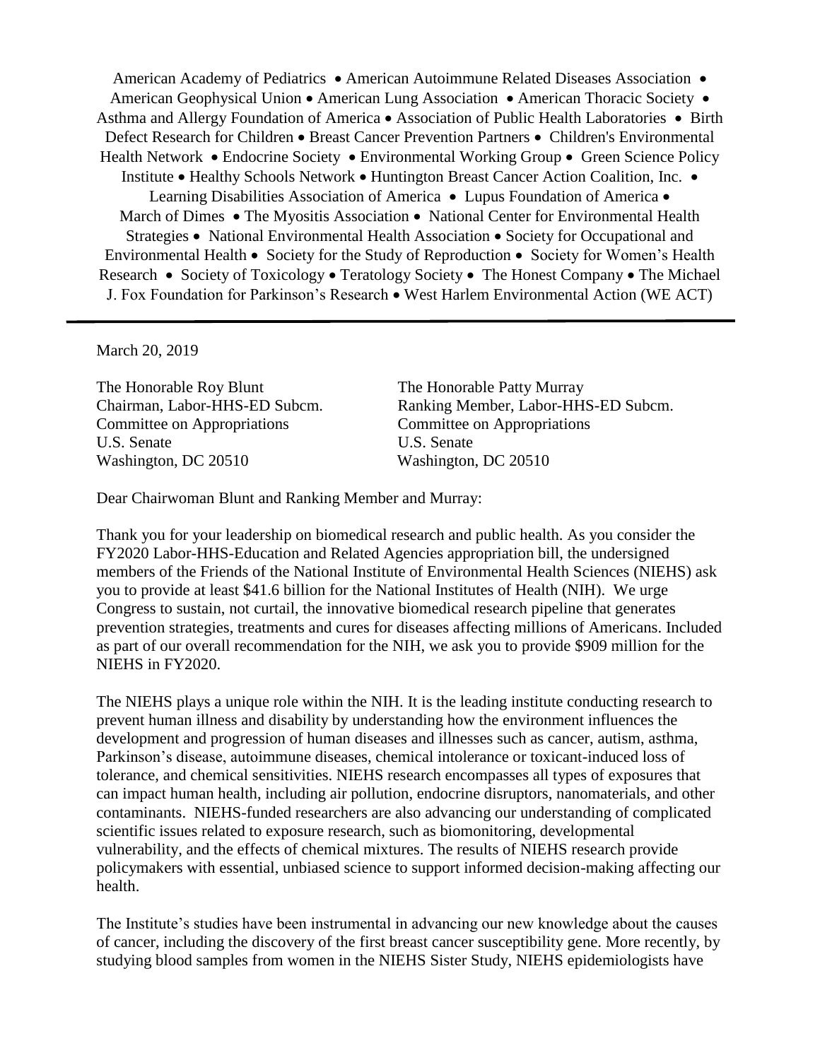American Academy of Pediatrics • American Autoimmune Related Diseases Association • American Geophysical Union • American Lung Association • American Thoracic Society • Asthma and Allergy Foundation of America • Association of Public Health Laboratories • Birth Defect Research for Children • Breast Cancer Prevention Partners • Children's Environmental Health Network • Endocrine Society • Environmental Working Group • Green Science Policy Institute • Healthy Schools Network • Huntington Breast Cancer Action Coalition, Inc. • Learning Disabilities Association of America • Lupus Foundation of America • March of Dimes • The Myositis Association • National Center for Environmental Health Strategies • National Environmental Health Association • Society for Occupational and Environmental Health • Society for the Study of Reproduction • Society for Women's Health Research • Society of Toxicology • Teratology Society • The Honest Company • The Michael J. Fox Foundation for Parkinson's Research • West Harlem Environmental Action (WE ACT)

---

March 20, 2019

The Honorable Roy Blunt
Chairman, Labor-HHS-ED Subcm.
Committee on Appropriations
U.S. Senate
Washington, DC 20510

The Honorable Patty Murray
Ranking Member, Labor-HHS-ED Subcm.
Committee on Appropriations
U.S. Senate
Washington, DC 20510

Dear Chairwoman Blunt and Ranking Member and Murray:

Thank you for your leadership on biomedical research and public health. As you consider the FY2020 Labor-HHS-Education and Related Agencies appropriation bill, the undersigned members of the Friends of the National Institute of Environmental Health Sciences (NIEHS) ask you to provide at least $41.6 billion for the National Institutes of Health (NIH). We urge Congress to sustain, not curtail, the innovative biomedical research pipeline that generates prevention strategies, treatments and cures for diseases affecting millions of Americans. Included as part of our overall recommendation for the NIH, we ask you to provide $909 million for the NIEHS in FY2020.

The NIEHS plays a unique role within the NIH. It is the leading institute conducting research to prevent human illness and disability by understanding how the environment influences the development and progression of human diseases and illnesses such as cancer, autism, asthma, Parkinson's disease, autoimmune diseases, chemical intolerance or toxicant-induced loss of tolerance, and chemical sensitivities. NIEHS research encompasses all types of exposures that can impact human health, including air pollution, endocrine disruptors, nanomaterials, and other contaminants. NIEHS-funded researchers are also advancing our understanding of complicated scientific issues related to exposure research, such as biomonitoring, developmental vulnerability, and the effects of chemical mixtures. The results of NIEHS research provide policymakers with essential, unbiased science to support informed decision-making affecting our health.

The Institute's studies have been instrumental in advancing our new knowledge about the causes of cancer, including the discovery of the first breast cancer susceptibility gene. More recently, by studying blood samples from women in the NIEHS Sister Study, NIEHS epidemiologists have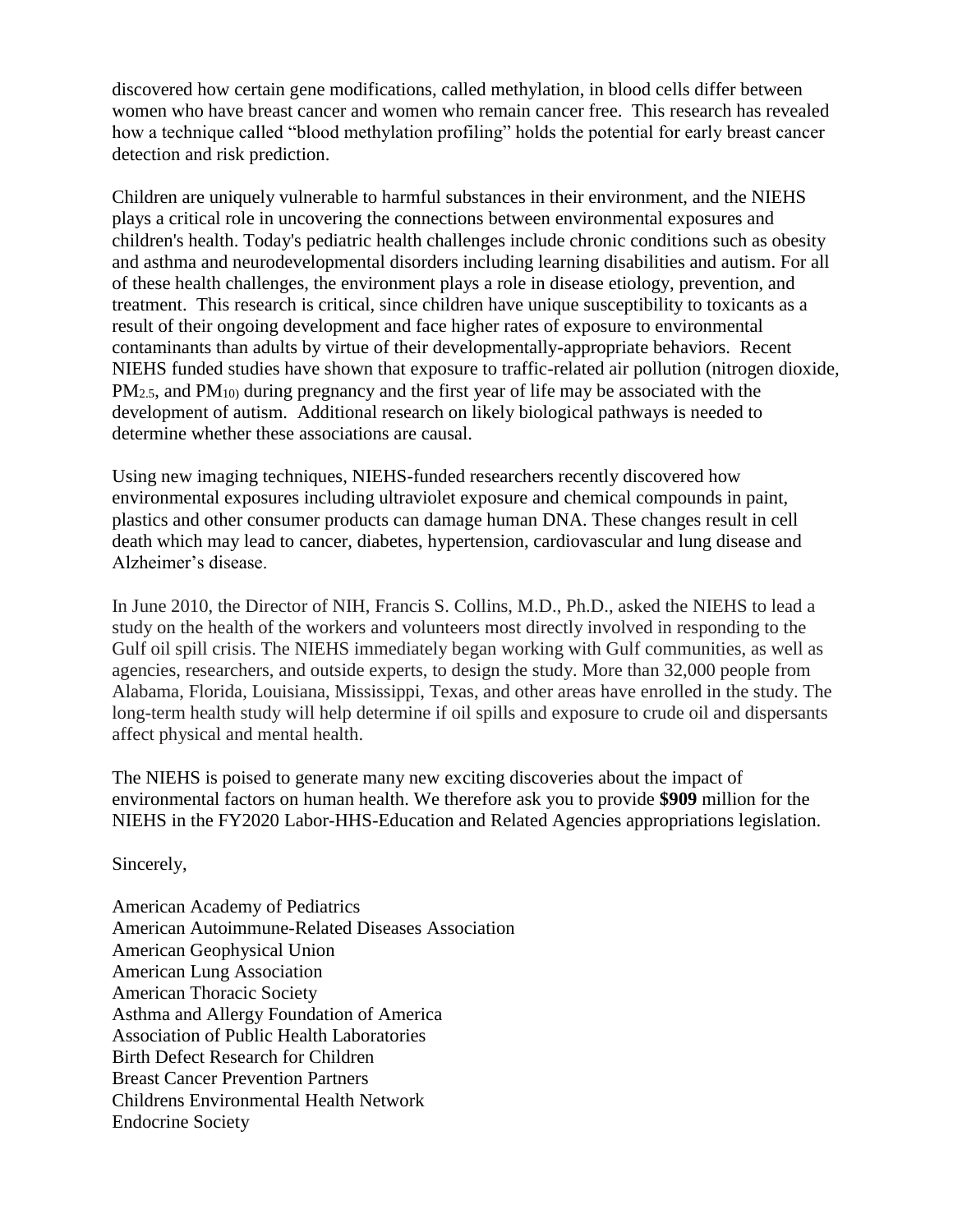discovered how certain gene modifications, called methylation, in blood cells differ between women who have breast cancer and women who remain cancer free. This research has revealed how a technique called "blood methylation profiling" holds the potential for early breast cancer detection and risk prediction.

Children are uniquely vulnerable to harmful substances in their environment, and the NIEHS plays a critical role in uncovering the connections between environmental exposures and children's health. Today's pediatric health challenges include chronic conditions such as obesity and asthma and neurodevelopmental disorders including learning disabilities and autism. For all of these health challenges, the environment plays a role in disease etiology, prevention, and treatment. This research is critical, since children have unique susceptibility to toxicants as a result of their ongoing development and face higher rates of exposure to environmental contaminants than adults by virtue of their developmentally-appropriate behaviors. Recent NIEHS funded studies have shown that exposure to traffic-related air pollution (nitrogen dioxide, $PM_{2.5}$, and $PM_{10}$) during pregnancy and the first year of life may be associated with the development of autism. Additional research on likely biological pathways is needed to determine whether these associations are causal.

Using new imaging techniques, NIEHS-funded researchers recently discovered how environmental exposures including ultraviolet exposure and chemical compounds in paint, plastics and other consumer products can damage human DNA. These changes result in cell death which may lead to cancer, diabetes, hypertension, cardiovascular and lung disease and Alzheimer's disease.

In June 2010, the Director of NIH, Francis S. Collins, M.D., Ph.D., asked the NIEHS to lead a study on the health of the workers and volunteers most directly involved in responding to the Gulf oil spill crisis. The NIEHS immediately began working with Gulf communities, as well as agencies, researchers, and outside experts, to design the study. More than 32,000 people from Alabama, Florida, Louisiana, Mississippi, Texas, and other areas have enrolled in the study. The long-term health study will help determine if oil spills and exposure to crude oil and dispersants affect physical and mental health.

The NIEHS is poised to generate many new exciting discoveries about the impact of environmental factors on human health. We therefore ask you to provide **$909** million for the NIEHS in the FY2020 Labor-HHS-Education and Related Agencies appropriations legislation.

Sincerely,

American Academy of Pediatrics
American Autoimmune-Related Diseases Association
American Geophysical Union
American Lung Association
American Thoracic Society
Asthma and Allergy Foundation of America
Association of Public Health Laboratories
Birth Defect Research for Children
Breast Cancer Prevention Partners
Childrens Environmental Health Network
Endocrine Society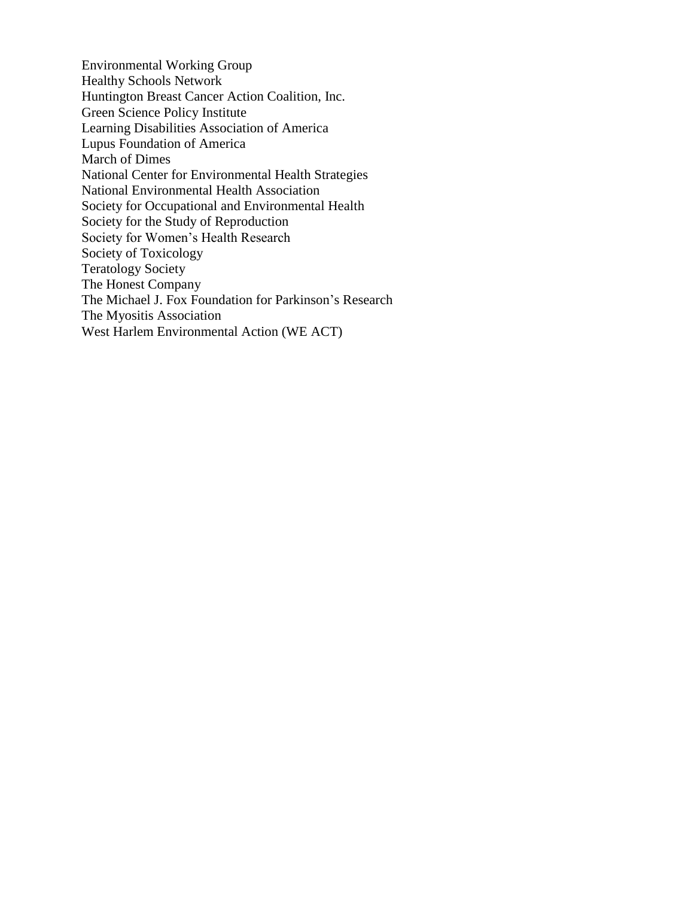Environmental Working Group
Healthy Schools Network
Huntington Breast Cancer Action Coalition, Inc.
Green Science Policy Institute
Learning Disabilities Association of America
Lupus Foundation of America
March of Dimes
National Center for Environmental Health Strategies
National Environmental Health Association
Society for Occupational and Environmental Health
Society for the Study of Reproduction
Society for Women's Health Research
Society of Toxicology
Teratology Society
The Honest Company
The Michael J. Fox Foundation for Parkinson's Research
The Myositis Association
West Harlem Environmental Action (WE ACT)